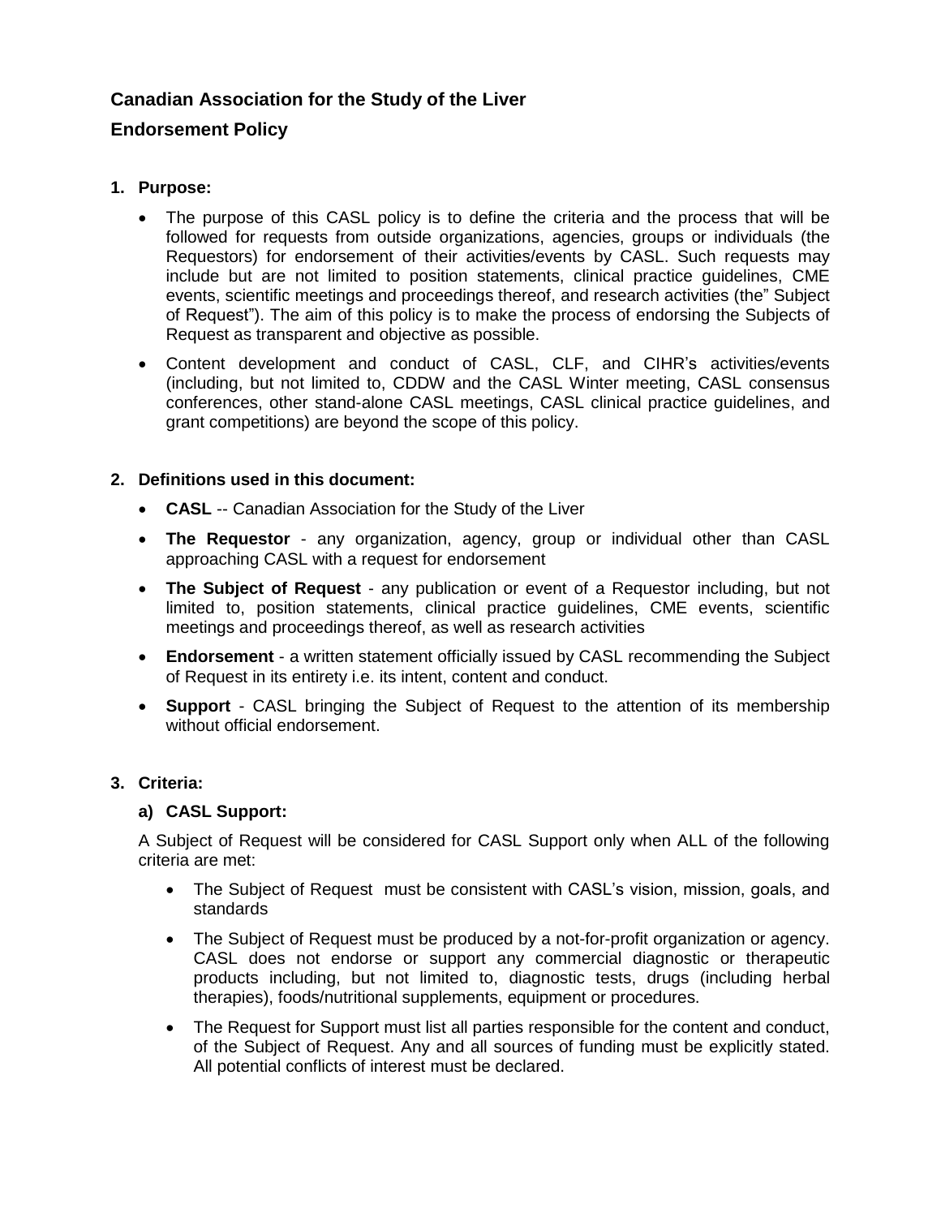# Canadian Association for the Study of the Liver

## Endorsement Policy

### 1. Purpose:

- The purpose of this CASL policy is to define the criteria and the process that will be followed for requests from outside organizations, agencies, groups or individuals (the Requestors) for endorsement of their activities/events by CASL. Such requests may include but are not limited to position statements, clinical practice guidelines, CME events, scientific meetings and proceedings thereof, and research activities (the" Subject of Request"). The aim of this policy is to make the process of endorsing the Subjects of Request as transparent and objective as possible.
- Content development and conduct of CASL, CLF, and CIHR's activities/events (including, but not limited to, CDDW and the CASL Winter meeting, CASL consensus conferences, other stand-alone CASL meetings, CASL clinical practice guidelines, and grant competitions) are beyond the scope of this policy.

### 2. Definitions used in this document:

- **CASL** -- Canadian Association for the Study of the Liver
- **The Requestor** - any organization, agency, group or individual other than CASL approaching CASL with a request for endorsement
- **The Subject of Request** - any publication or event of a Requestor including, but not limited to, position statements, clinical practice guidelines, CME events, scientific meetings and proceedings thereof, as well as research activities
- **Endorsement** - a written statement officially issued by CASL recommending the Subject of Request in its entirety i.e. its intent, content and conduct.
- **Support** - CASL bringing the Subject of Request to the attention of its membership without official endorsement.

### 3. Criteria:

#### a) CASL Support:

A Subject of Request will be considered for CASL Support only when ALL of the following criteria are met:

- The Subject of Request must be consistent with CASL's vision, mission, goals, and standards
- The Subject of Request must be produced by a not-for-profit organization or agency. CASL does not endorse or support any commercial diagnostic or therapeutic products including, but not limited to, diagnostic tests, drugs (including herbal therapies), foods/nutritional supplements, equipment or procedures.
- The Request for Support must list all parties responsible for the content and conduct, of the Subject of Request. Any and all sources of funding must be explicitly stated. All potential conflicts of interest must be declared.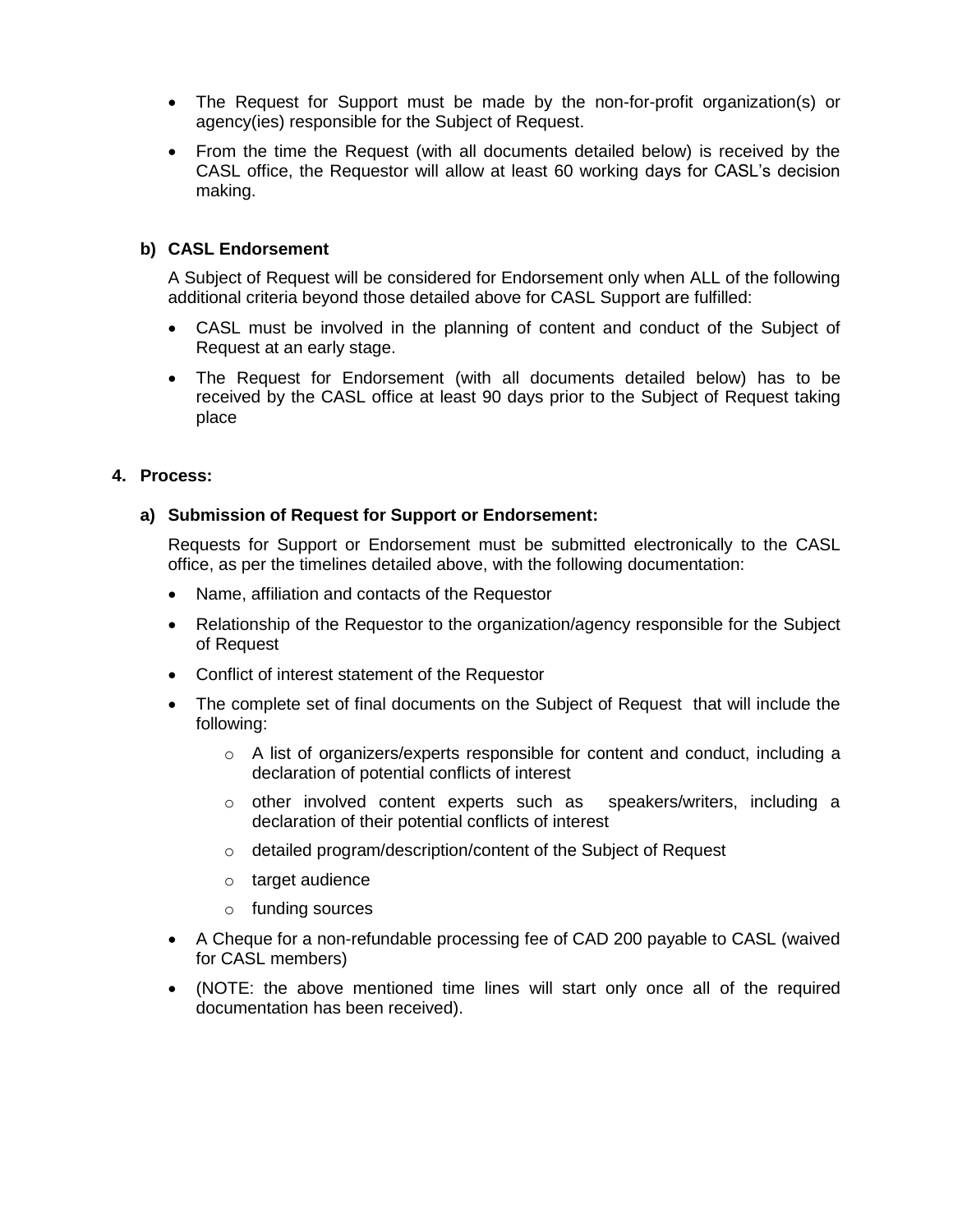- The Request for Support must be made by the non-for-profit organization(s) or agency(ies) responsible for the Subject of Request.
- From the time the Request (with all documents detailed below) is received by the CASL office, the Requestor will allow at least 60 working days for CASL's decision making.

**b) CASL Endorsement**

A Subject of Request will be considered for Endorsement only when ALL of the following additional criteria beyond those detailed above for CASL Support are fulfilled:

- CASL must be involved in the planning of content and conduct of the Subject of Request at an early stage.
- The Request for Endorsement (with all documents detailed below) has to be received by the CASL office at least 90 days prior to the Subject of Request taking place

**4. Process:**

**a) Submission of Request for Support or Endorsement:**

Requests for Support or Endorsement must be submitted electronically to the CASL office, as per the timelines detailed above, with the following documentation:

- Name, affiliation and contacts of the Requestor
- Relationship of the Requestor to the organization/agency responsible for the Subject of Request
- Conflict of interest statement of the Requestor
- The complete set of final documents on the Subject of Request that will include the following:
  - A list of organizers/experts responsible for content and conduct, including a declaration of potential conflicts of interest
  - other involved content experts such as speakers/writers, including a declaration of their potential conflicts of interest
  - detailed program/description/content of the Subject of Request
  - target audience
  - funding sources
- A Cheque for a non-refundable processing fee of CAD 200 payable to CASL (waived for CASL members)
- (NOTE: the above mentioned time lines will start only once all of the required documentation has been received).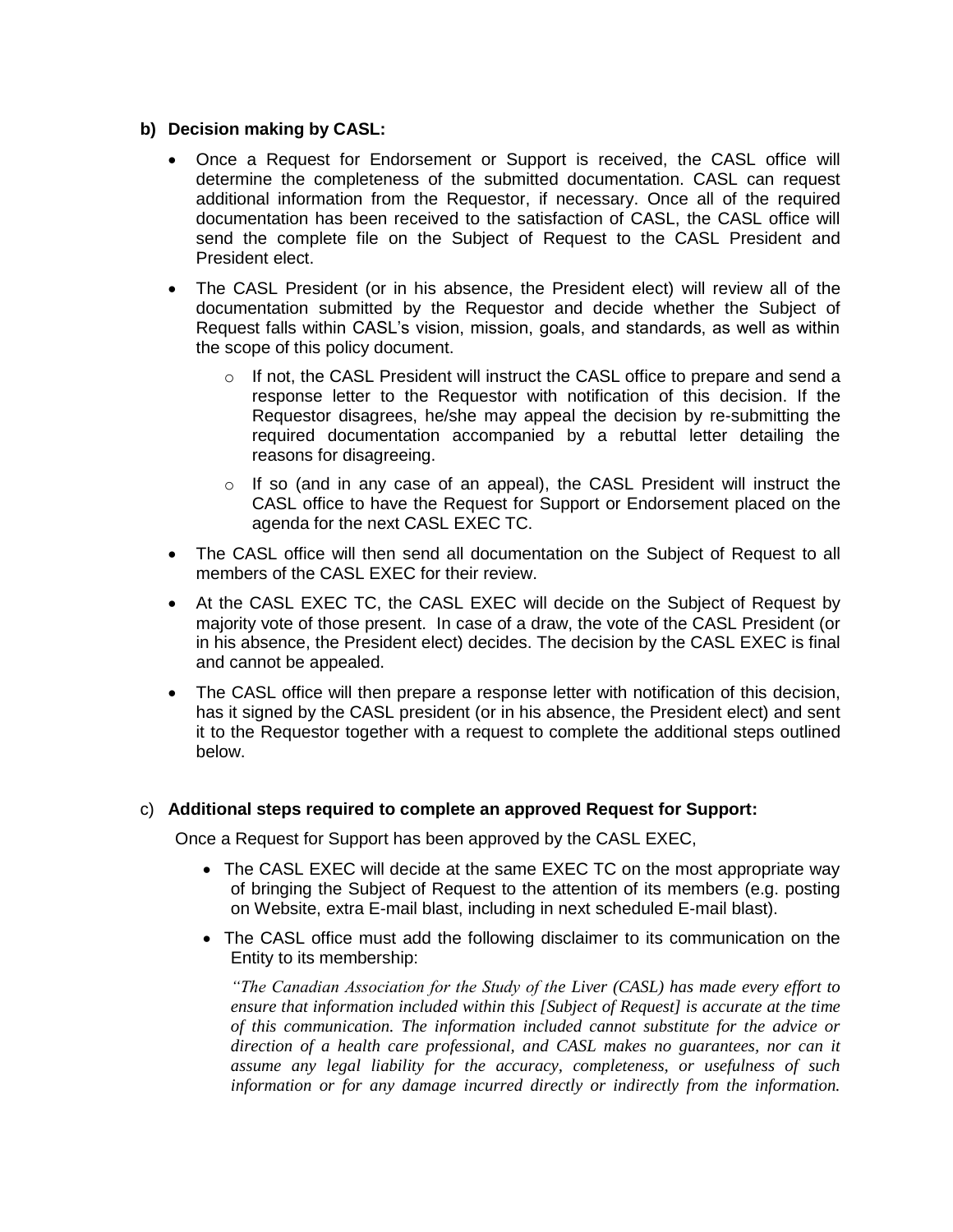**b) Decision making by CASL:**

- Once a Request for Endorsement or Support is received, the CASL office will determine the completeness of the submitted documentation. CASL can request additional information from the Requestor, if necessary. Once all of the required documentation has been received to the satisfaction of CASL, the CASL office will send the complete file on the Subject of Request to the CASL President and President elect.
- The CASL President (or in his absence, the President elect) will review all of the documentation submitted by the Requestor and decide whether the Subject of Request falls within CASL's vision, mission, goals, and standards, as well as within the scope of this policy document.
  - If not, the CASL President will instruct the CASL office to prepare and send a response letter to the Requestor with notification of this decision. If the Requestor disagrees, he/she may appeal the decision by re-submitting the required documentation accompanied by a rebuttal letter detailing the reasons for disagreeing.
  - If so (and in any case of an appeal), the CASL President will instruct the CASL office to have the Request for Support or Endorsement placed on the agenda for the next CASL EXEC TC.
- The CASL office will then send all documentation on the Subject of Request to all members of the CASL EXEC for their review.
- At the CASL EXEC TC, the CASL EXEC will decide on the Subject of Request by majority vote of those present. In case of a draw, the vote of the CASL President (or in his absence, the President elect) decides. The decision by the CASL EXEC is final and cannot be appealed.
- The CASL office will then prepare a response letter with notification of this decision, has it signed by the CASL president (or in his absence, the President elect) and sent it to the Requestor together with a request to complete the additional steps outlined below.

c) **Additional steps required to complete an approved Request for Support:**

Once a Request for Support has been approved by the CASL EXEC,

- The CASL EXEC will decide at the same EXEC TC on the most appropriate way of bringing the Subject of Request to the attention of its members (e.g. posting on Website, extra E-mail blast, including in next scheduled E-mail blast).
- The CASL office must add the following disclaimer to its communication on the Entity to its membership:

  *"The Canadian Association for the Study of the Liver (CASL) has made every effort to ensure that information included within this [Subject of Request] is accurate at the time of this communication. The information included cannot substitute for the advice or direction of a health care professional, and CASL makes no guarantees, nor can it assume any legal liability for the accuracy, completeness, or usefulness of such information or for any damage incurred directly or indirectly from the information.*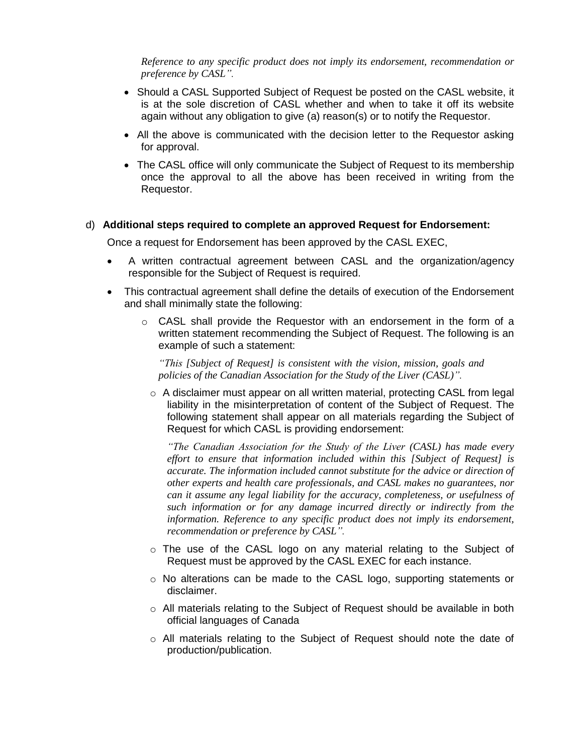*Reference to any specific product does not imply its endorsement, recommendation or preference by CASL".*

- Should a CASL Supported Subject of Request be posted on the CASL website, it is at the sole discretion of CASL whether and when to take it off its website again without any obligation to give (a) reason(s) or to notify the Requestor.
- All the above is communicated with the decision letter to the Requestor asking for approval.
- The CASL office will only communicate the Subject of Request to its membership once the approval to all the above has been received in writing from the Requestor.

d) **Additional steps required to complete an approved Request for Endorsement:**

Once a request for Endorsement has been approved by the CASL EXEC,

- A written contractual agreement between CASL and the organization/agency responsible for the Subject of Request is required.
- This contractual agreement shall define the details of execution of the Endorsement and shall minimally state the following:
  - CASL shall provide the Requestor with an endorsement in the form of a written statement recommending the Subject of Request. The following is an example of such a statement:

    *"This [Subject of Request] is consistent with the vision, mission, goals and policies of the Canadian Association for the Study of the Liver (CASL)".*

  - A disclaimer must appear on all written material, protecting CASL from legal liability in the misinterpretation of content of the Subject of Request. The following statement shall appear on all materials regarding the Subject of Request for which CASL is providing endorsement:

    *"The Canadian Association for the Study of the Liver (CASL) has made every effort to ensure that information included within this [Subject of Request] is accurate. The information included cannot substitute for the advice or direction of other experts and health care professionals, and CASL makes no guarantees, nor can it assume any legal liability for the accuracy, completeness, or usefulness of such information or for any damage incurred directly or indirectly from the information. Reference to any specific product does not imply its endorsement, recommendation or preference by CASL".*

  - The use of the CASL logo on any material relating to the Subject of Request must be approved by the CASL EXEC for each instance.
  - No alterations can be made to the CASL logo, supporting statements or disclaimer.
  - All materials relating to the Subject of Request should be available in both official languages of Canada
  - All materials relating to the Subject of Request should note the date of production/publication.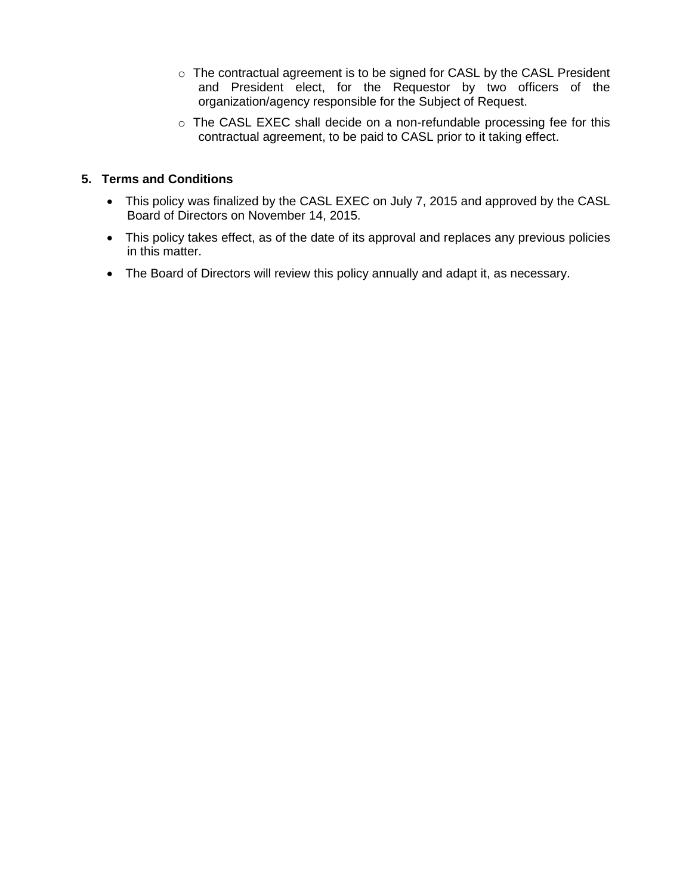- The contractual agreement is to be signed for CASL by the CASL President and President elect, for the Requestor by two officers of the organization/agency responsible for the Subject of Request.
   - The CASL EXEC shall decide on a non-refundable processing fee for this contractual agreement, to be paid to CASL prior to it taking effect.

5. **Terms and Conditions**

- This policy was finalized by the CASL EXEC on July 7, 2015 and approved by the CASL Board of Directors on November 14, 2015.
- This policy takes effect, as of the date of its approval and replaces any previous policies in this matter.
- The Board of Directors will review this policy annually and adapt it, as necessary.